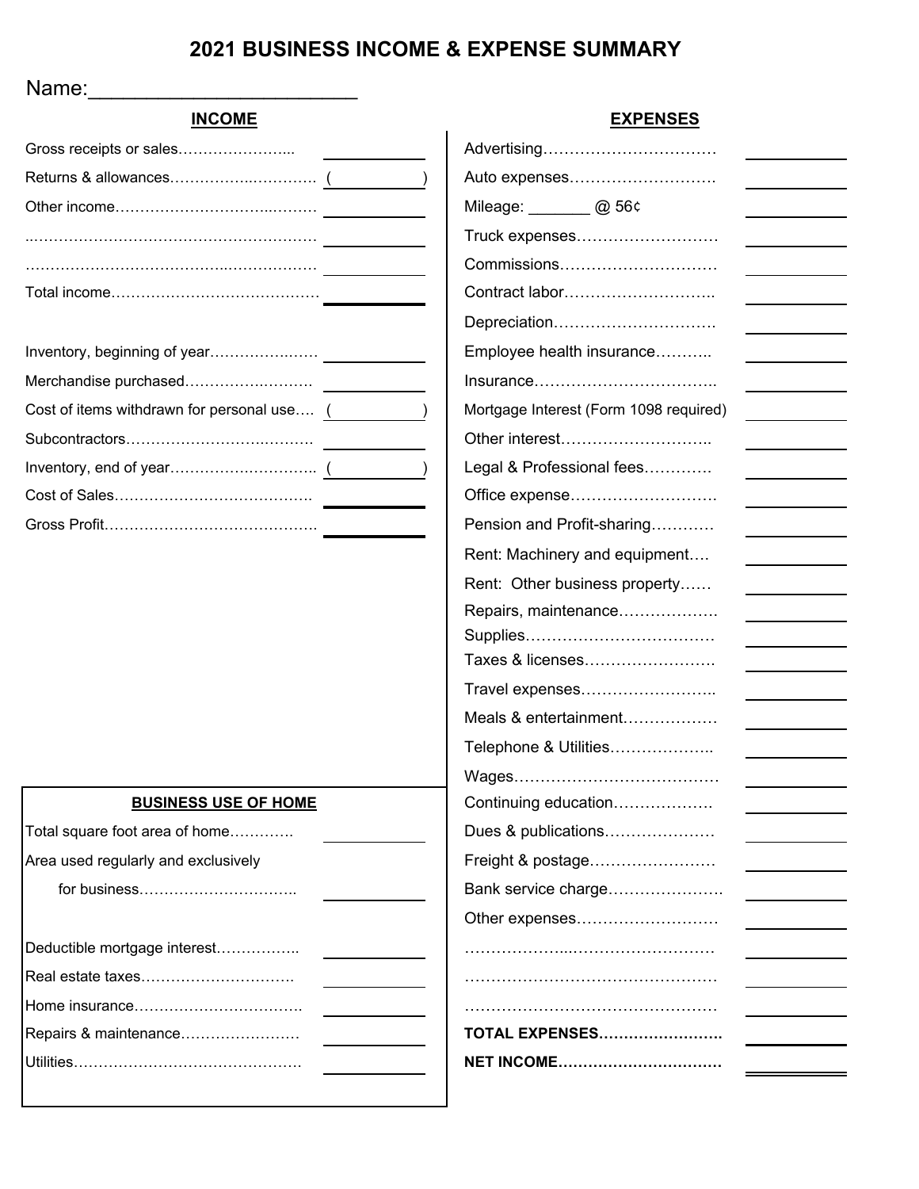# 2021 BUSINESS INCOME & EXPENSE SUMMARY

Name:________________________

## INCOME

| Item | Amount |
|---|---|
| Gross receipts or sales | |
| Returns & allowances | ( ) |
| Other income | |
| | |
| | |
| Total income | |
| | |
| Inventory, beginning of year | |
| Merchandise purchased | |
| Cost of items withdrawn for personal use | ( ) |
| Subcontractors | |
| Inventory, end of year | ( ) |
| Cost of Sales | |
| Gross Profit | |

## BUSINESS USE OF HOME

| Item | Amount |
|---|---|
| Total square foot area of home | |
| Area used regularly and exclusively for business | |
| | |
| Deductible mortgage interest | |
| Real estate taxes | |
| Home insurance | |
| Repairs & maintenance | |
| Utilities | |

## EXPENSES

| Item | Amount |
|---|---|
| Advertising | |
| Auto expenses | |
| Mileage: _______ @ 56¢ | |
| Truck expenses | |
| Commissions | |
| Contract labor | |
| Depreciation | |
| Employee health insurance | |
| Insurance | |
| Mortgage Interest (Form 1098 required) | |
| Other interest | |
| Legal & Professional fees | |
| Office expense | |
| Pension and Profit-sharing | |
| Rent: Machinery and equipment | |
| Rent: Other business property | |
| Repairs, maintenance | |
| Supplies | |
| Taxes & licenses | |
| Travel expenses | |
| Meals & entertainment | |
| Telephone & Utilities | |
| Wages | |
| Continuing education | |
| Dues & publications | |
| Freight & postage | |
| Bank service charge | |
| Other expenses | |
| | |
| | |
| | |
| **TOTAL EXPENSES** | |
| **NET INCOME** | |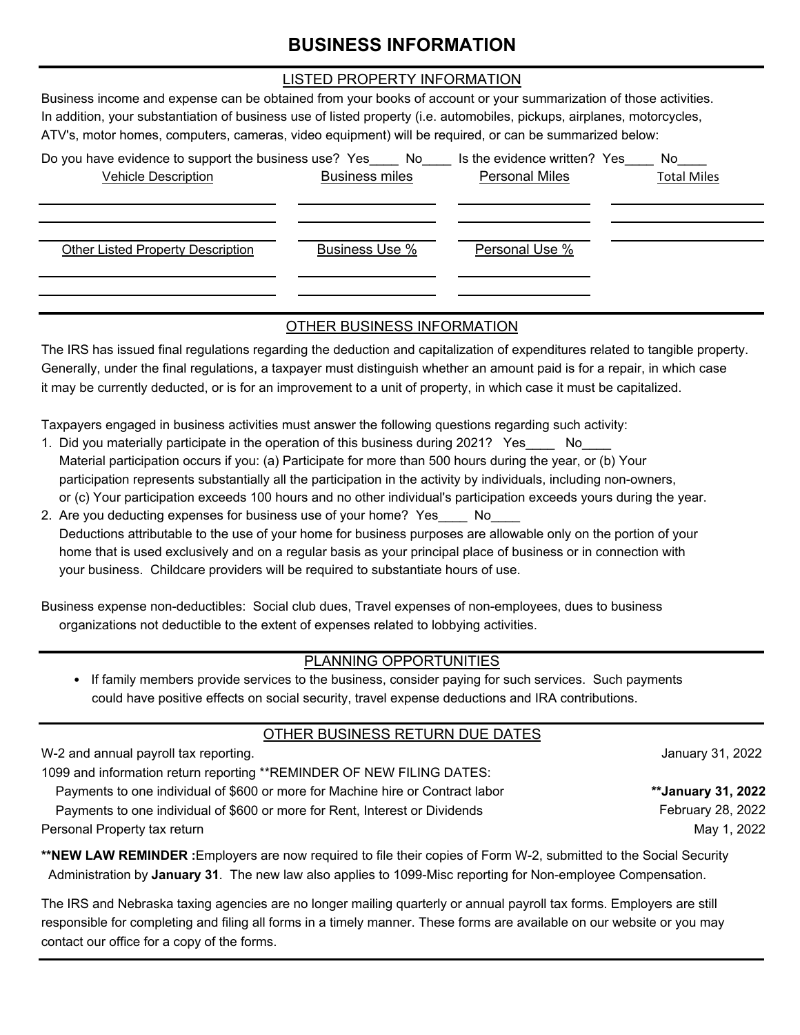# BUSINESS INFORMATION

## LISTED PROPERTY INFORMATION

Business income and expense can be obtained from your books of account or your summarization of those activities. In addition, your substantiation of business use of listed property (i.e. automobiles, pickups, airplanes, motorcycles, ATV's, motor homes, computers, cameras, video equipment) will be required, or can be summarized below:

Do you have evidence to support the business use? Yes____ No____ Is the evidence written? Yes____ No____

| Vehicle Description | Business miles | Personal Miles | Total Miles |
|---|---|---|---|
| | | | |
| | | | |

| Other Listed Property Description | Business Use % | Personal Use % |
|---|---|---|
| | | |
| | | |

## OTHER BUSINESS INFORMATION

The IRS has issued final regulations regarding the deduction and capitalization of expenditures related to tangible property. Generally, under the final regulations, a taxpayer must distinguish whether an amount paid is for a repair, in which case it may be currently deducted, or is for an improvement to a unit of property, in which case it must be capitalized.

Taxpayers engaged in business activities must answer the following questions regarding such activity:

1. Did you materially participate in the operation of this business during 2021? Yes____ No____
   Material participation occurs if you: (a) Participate for more than 500 hours during the year, or (b) Your participation represents substantially all the participation in the activity by individuals, including non-owners, or (c) Your participation exceeds 100 hours and no other individual's participation exceeds yours during the year.
2. Are you deducting expenses for business use of your home? Yes____ No____
   Deductions attributable to the use of your home for business purposes are allowable only on the portion of your home that is used exclusively and on a regular basis as your principal place of business or in connection with your business. Childcare providers will be required to substantiate hours of use.

Business expense non-deductibles: Social club dues, Travel expenses of non-employees, dues to business organizations not deductible to the extent of expenses related to lobbying activities.

## PLANNING OPPORTUNITIES

- If family members provide services to the business, consider paying for such services. Such payments could have positive effects on social security, travel expense deductions and IRA contributions.

## OTHER BUSINESS RETURN DUE DATES

| | |
|---|---|
| W-2 and annual payroll tax reporting. | January 31, 2022 |
| 1099 and information return reporting **REMINDER OF NEW FILING DATES: | |
| Payments to one individual of $600 or more for Machine hire or Contract labor | **\*\*January 31, 2022** |
| Payments to one individual of $600 or more for Rent, Interest or Dividends | February 28, 2022 |
| Personal Property tax return | May 1, 2022 |

**\*\*NEW LAW REMINDER :**Employers are now required to file their copies of Form W-2, submitted to the Social Security Administration by **January 31**. The new law also applies to 1099-Misc reporting for Non-employee Compensation.

The IRS and Nebraska taxing agencies are no longer mailing quarterly or annual payroll tax forms. Employers are still responsible for completing and filing all forms in a timely manner. These forms are available on our website or you may contact our office for a copy of the forms.